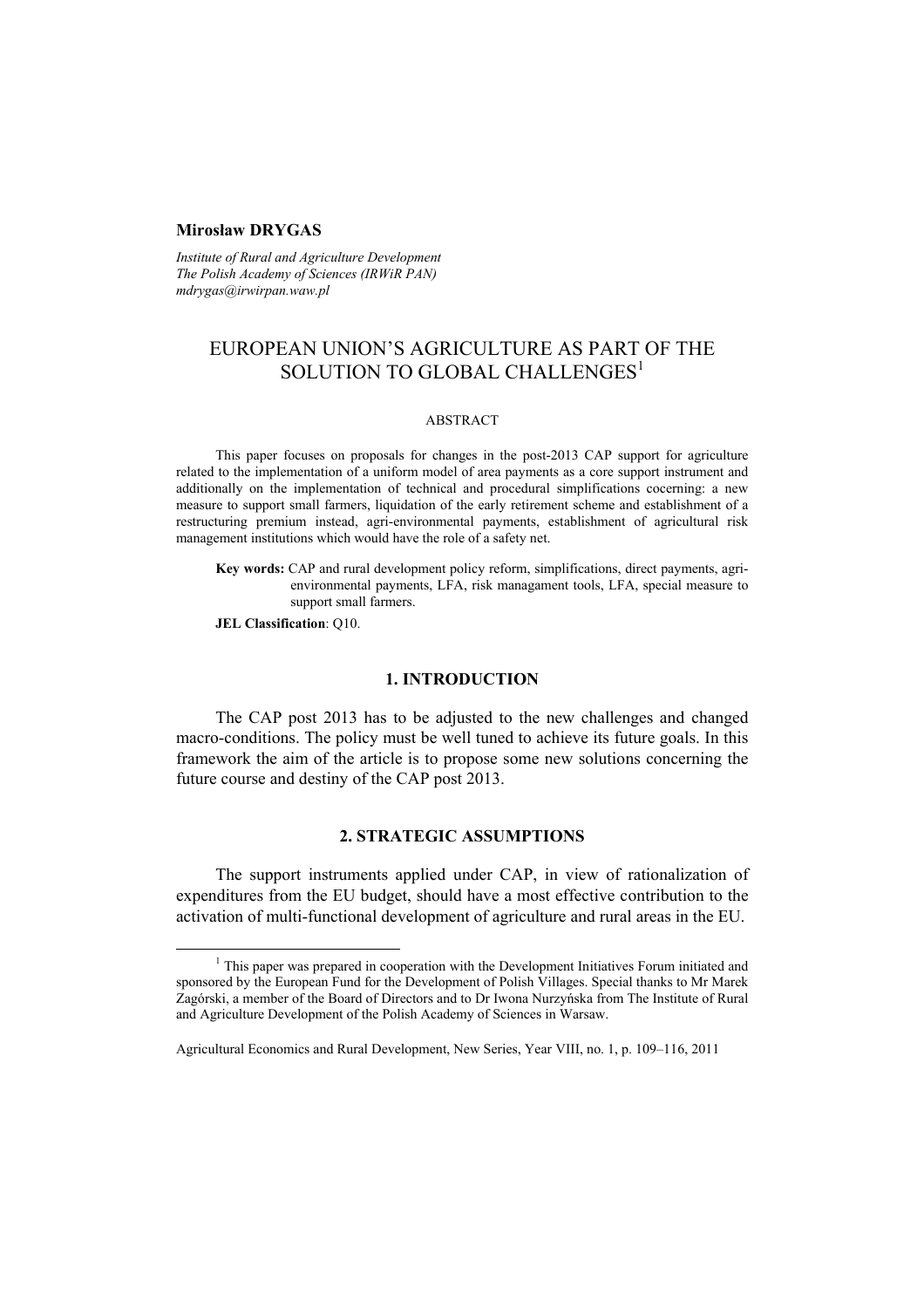**Mirosław DRYGAS**

*Institute of Rural and Agriculture Development*
*The Polish Academy of Sciences (IRWiR PAN)*
*mdrygas@irwirpan.waw.pl*

# EUROPEAN UNION'S AGRICULTURE AS PART OF THE SOLUTION TO GLOBAL CHALLENGES[1]

ABSTRACT

This paper focuses on proposals for changes in the post-2013 CAP support for agriculture related to the implementation of a uniform model of area payments as a core support instrument and additionally on the implementation of technical and procedural simplifications cocerning: a new measure to support small farmers, liquidation of the early retirement scheme and establishment of a restructuring premium instead, agri-environmental payments, establishment of agricultural risk management institutions which would have the role of a safety net.

**Key words:** CAP and rural development policy reform, simplifications, direct payments, agri-environmental payments, LFA, risk managament tools, LFA, special measure to support small farmers.

**JEL Classification**: Q10.

## 1. INTRODUCTION

The CAP post 2013 has to be adjusted to the new challenges and changed macro-conditions. The policy must be well tuned to achieve its future goals. In this framework the aim of the article is to propose some new solutions concerning the future course and destiny of the CAP post 2013.

## 2. STRATEGIC ASSUMPTIONS

The support instruments applied under CAP, in view of rationalization of expenditures from the EU budget, should have a most effective contribution to the activation of multi-functional development of agriculture and rural areas in the EU.

[1] This paper was prepared in cooperation with the Development Initiatives Forum initiated and sponsored by the European Fund for the Development of Polish Villages. Special thanks to Mr Marek Zagórski, a member of the Board of Directors and to Dr Iwona Nurzyńska from The Institute of Rural and Agriculture Development of the Polish Academy of Sciences in Warsaw.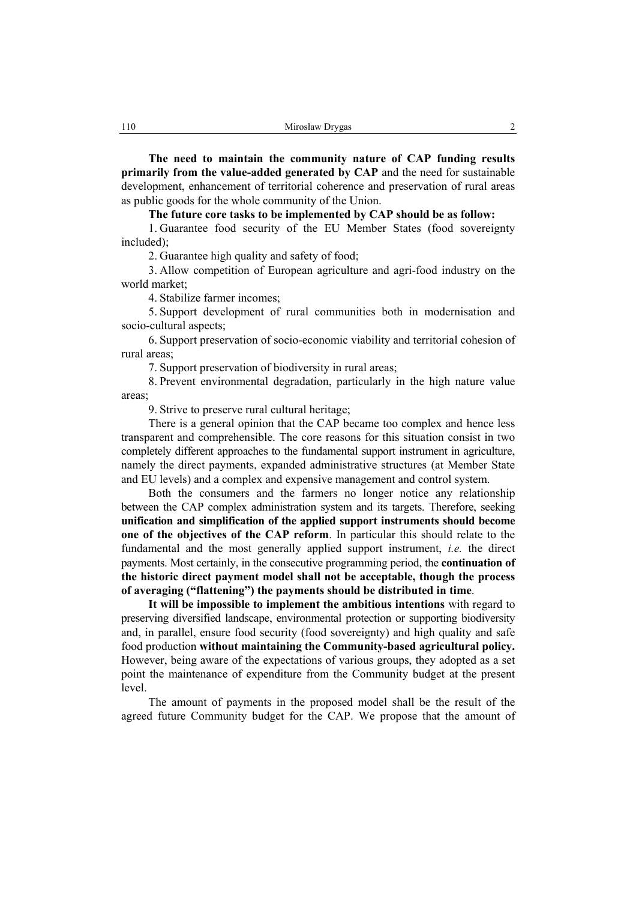**The need to maintain the community nature of CAP funding results primarily from the value-added generated by CAP** and the need for sustainable development, enhancement of territorial coherence and preservation of rural areas as public goods for the whole community of the Union.

**The future core tasks to be implemented by CAP should be as follow:**

1. Guarantee food security of the EU Member States (food sovereignty included);

2. Guarantee high quality and safety of food;

3. Allow competition of European agriculture and agri-food industry on the world market;

4. Stabilize farmer incomes;

5. Support development of rural communities both in modernisation and socio-cultural aspects;

6. Support preservation of socio-economic viability and territorial cohesion of rural areas;

7. Support preservation of biodiversity in rural areas;

8. Prevent environmental degradation, particularly in the high nature value areas;

9. Strive to preserve rural cultural heritage;

There is a general opinion that the CAP became too complex and hence less transparent and comprehensible. The core reasons for this situation consist in two completely different approaches to the fundamental support instrument in agriculture, namely the direct payments, expanded administrative structures (at Member State and EU levels) and a complex and expensive management and control system.

Both the consumers and the farmers no longer notice any relationship between the CAP complex administration system and its targets. Therefore, seeking **unification and simplification of the applied support instruments should become one of the objectives of the CAP reform**. In particular this should relate to the fundamental and the most generally applied support instrument, *i.e.* the direct payments. Most certainly, in the consecutive programming period, the **continuation of the historic direct payment model shall not be acceptable, though the process of averaging ("flattening") the payments should be distributed in time**.

**It will be impossible to implement the ambitious intentions** with regard to preserving diversified landscape, environmental protection or supporting biodiversity and, in parallel, ensure food security (food sovereignty) and high quality and safe food production **without maintaining the Community-based agricultural policy.** However, being aware of the expectations of various groups, they adopted as a set point the maintenance of expenditure from the Community budget at the present level.

The amount of payments in the proposed model shall be the result of the agreed future Community budget for the CAP. We propose that the amount of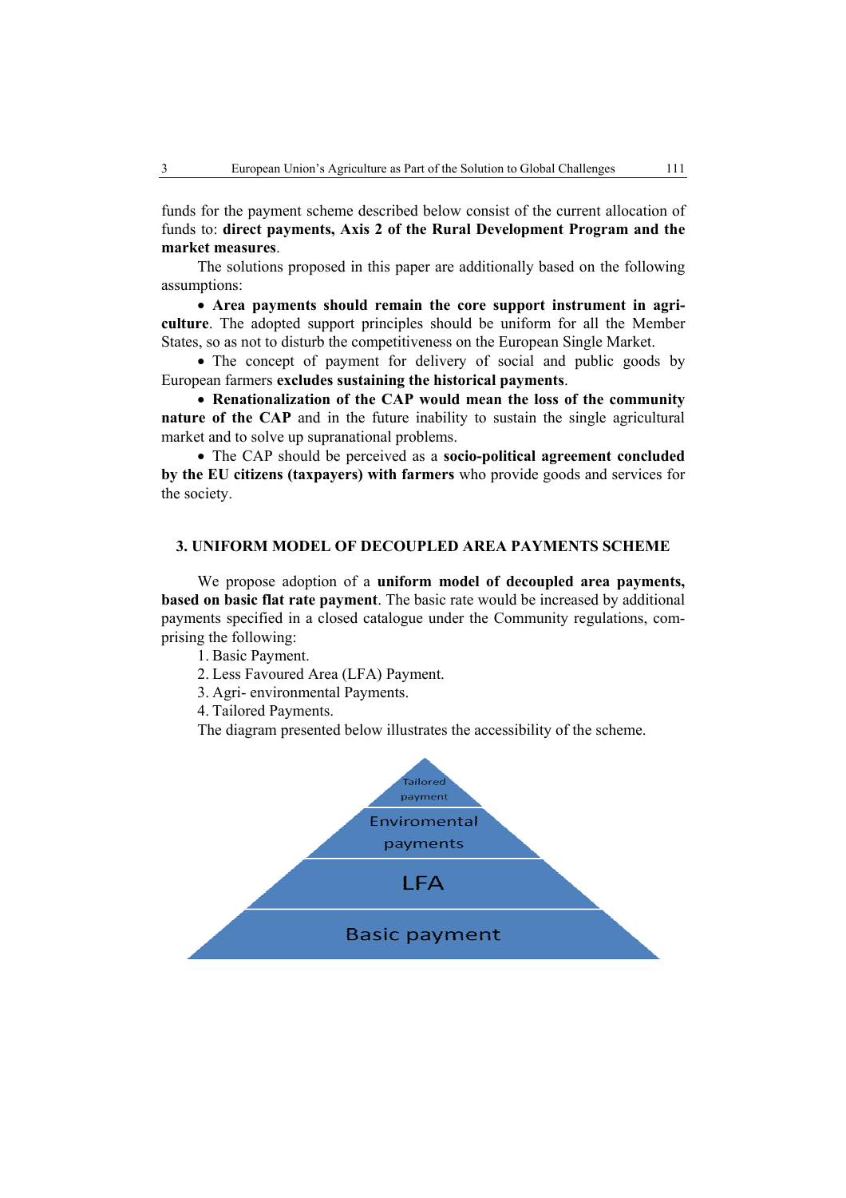funds for the payment scheme described below consist of the current allocation of funds to: **direct payments, Axis 2 of the Rural Development Program and the market measures**.

The solutions proposed in this paper are additionally based on the following assumptions:

- **Area payments should remain the core support instrument in agriculture**. The adopted support principles should be uniform for all the Member States, so as not to disturb the competitiveness on the European Single Market.
- The concept of payment for delivery of social and public goods by European farmers **excludes sustaining the historical payments**.
- **Renationalization of the CAP would mean the loss of the community nature of the CAP** and in the future inability to sustain the single agricultural market and to solve up supranational problems.
- The CAP should be perceived as a **socio-political agreement concluded by the EU citizens (taxpayers) with farmers** who provide goods and services for the society.

## 3. UNIFORM MODEL OF DECOUPLED AREA PAYMENTS SCHEME

We propose adoption of a **uniform model of decoupled area payments, based on basic flat rate payment**. The basic rate would be increased by additional payments specified in a closed catalogue under the Community regulations, comprising the following:

1. Basic Payment.
2. Less Favoured Area (LFA) Payment.
3. Agri- environmental Payments.
4. Tailored Payments.

The diagram presented below illustrates the accessibility of the scheme.

Tailored payment

Enviromental payments

LFA

Basic payment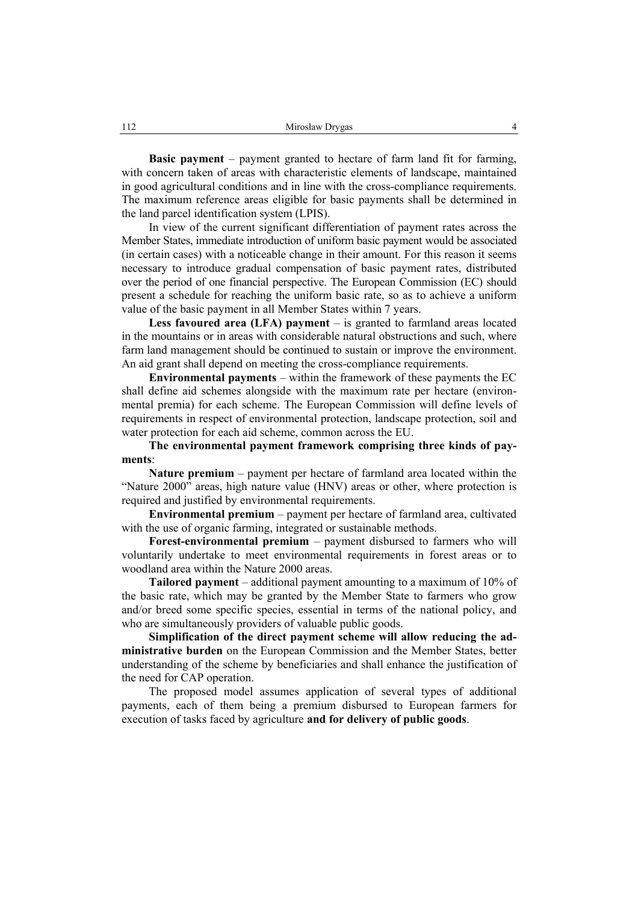**Basic payment** – payment granted to hectare of farm land fit for farming, with concern taken of areas with characteristic elements of landscape, maintained in good agricultural conditions and in line with the cross-compliance requirements. The maximum reference areas eligible for basic payments shall be determined in the land parcel identification system (LPIS).

In view of the current significant differentiation of payment rates across the Member States, immediate introduction of uniform basic payment would be associated (in certain cases) with a noticeable change in their amount. For this reason it seems necessary to introduce gradual compensation of basic payment rates, distributed over the period of one financial perspective. The European Commission (EC) should present a schedule for reaching the uniform basic rate, so as to achieve a uniform value of the basic payment in all Member States within 7 years.

**Less favoured area (LFA) payment** – is granted to farmland areas located in the mountains or in areas with considerable natural obstructions and such, where farm land management should be continued to sustain or improve the environment. An aid grant shall depend on meeting the cross-compliance requirements.

**Environmental payments** – within the framework of these payments the EC shall define aid schemes alongside with the maximum rate per hectare (environmental premia) for each scheme. The European Commission will define levels of requirements in respect of environmental protection, landscape protection, soil and water protection for each aid scheme, common across the EU.

**The environmental payment framework comprising three kinds of payments**:

**Nature premium** – payment per hectare of farmland area located within the "Nature 2000" areas, high nature value (HNV) areas or other, where protection is required and justified by environmental requirements.

**Environmental premium** – payment per hectare of farmland area, cultivated with the use of organic farming, integrated or sustainable methods.

**Forest-environmental premium** – payment disbursed to farmers who will voluntarily undertake to meet environmental requirements in forest areas or to woodland area within the Nature 2000 areas.

**Tailored payment** – additional payment amounting to a maximum of 10% of the basic rate, which may be granted by the Member State to farmers who grow and/or breed some specific species, essential in terms of the national policy, and who are simultaneously providers of valuable public goods.

**Simplification of the direct payment scheme will allow reducing the administrative burden** on the European Commission and the Member States, better understanding of the scheme by beneficiaries and shall enhance the justification of the need for CAP operation.

The proposed model assumes application of several types of additional payments, each of them being a premium disbursed to European farmers for execution of tasks faced by agriculture **and for delivery of public goods**.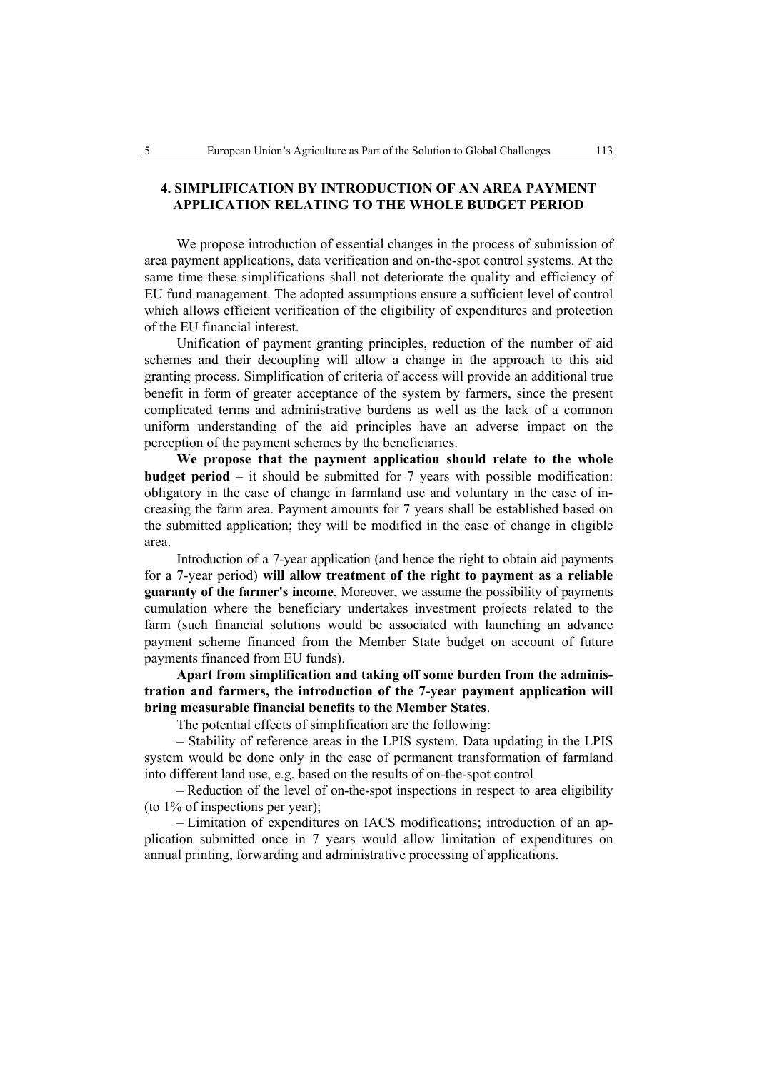## 4. SIMPLIFICATION BY INTRODUCTION OF AN AREA PAYMENT APPLICATION RELATING TO THE WHOLE BUDGET PERIOD

We propose introduction of essential changes in the process of submission of area payment applications, data verification and on-the-spot control systems. At the same time these simplifications shall not deteriorate the quality and efficiency of EU fund management. The adopted assumptions ensure a sufficient level of control which allows efficient verification of the eligibility of expenditures and protection of the EU financial interest.

Unification of payment granting principles, reduction of the number of aid schemes and their decoupling will allow a change in the approach to this aid granting process. Simplification of criteria of access will provide an additional true benefit in form of greater acceptance of the system by farmers, since the present complicated terms and administrative burdens as well as the lack of a common uniform understanding of the aid principles have an adverse impact on the perception of the payment schemes by the beneficiaries.

**We propose that the payment application should relate to the whole budget period** – it should be submitted for 7 years with possible modification: obligatory in the case of change in farmland use and voluntary in the case of increasing the farm area. Payment amounts for 7 years shall be established based on the submitted application; they will be modified in the case of change in eligible area.

Introduction of a 7-year application (and hence the right to obtain aid payments for a 7-year period) **will allow treatment of the right to payment as a reliable guaranty of the farmer's income**. Moreover, we assume the possibility of payments cumulation where the beneficiary undertakes investment projects related to the farm (such financial solutions would be associated with launching an advance payment scheme financed from the Member State budget on account of future payments financed from EU funds).

**Apart from simplification and taking off some burden from the administration and farmers, the introduction of the 7-year payment application will bring measurable financial benefits to the Member States**.

The potential effects of simplification are the following:

– Stability of reference areas in the LPIS system. Data updating in the LPIS system would be done only in the case of permanent transformation of farmland into different land use, e.g. based on the results of on-the-spot control

– Reduction of the level of on-the-spot inspections in respect to area eligibility (to 1% of inspections per year);

– Limitation of expenditures on IACS modifications; introduction of an application submitted once in 7 years would allow limitation of expenditures on annual printing, forwarding and administrative processing of applications.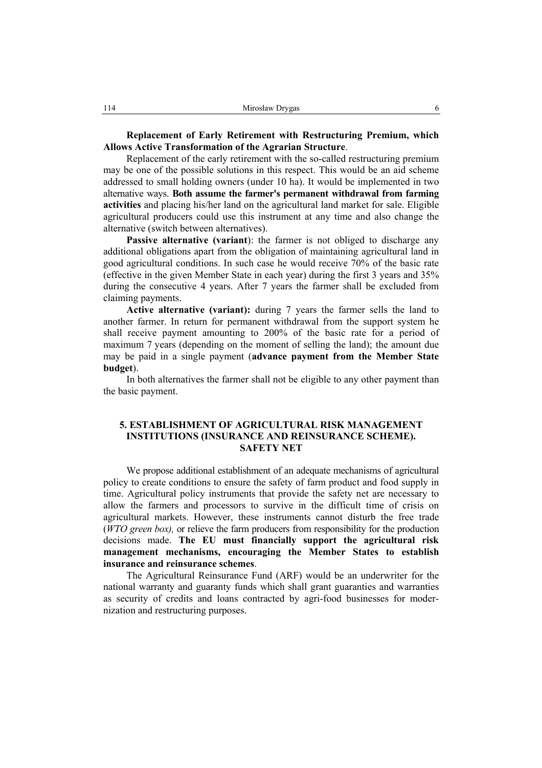**Replacement of Early Retirement with Restructuring Premium, which Allows Active Transformation of the Agrarian Structure**.

Replacement of the early retirement with the so-called restructuring premium may be one of the possible solutions in this respect. This would be an aid scheme addressed to small holding owners (under 10 ha). It would be implemented in two alternative ways. **Both assume the farmer's permanent withdrawal from farming activities** and placing his/her land on the agricultural land market for sale. Eligible agricultural producers could use this instrument at any time and also change the alternative (switch between alternatives).

**Passive alternative (variant)**: the farmer is not obliged to discharge any additional obligations apart from the obligation of maintaining agricultural land in good agricultural conditions. In such case he would receive 70% of the basic rate (effective in the given Member State in each year) during the first 3 years and 35% during the consecutive 4 years. After 7 years the farmer shall be excluded from claiming payments.

**Active alternative (variant):** during 7 years the farmer sells the land to another farmer. In return for permanent withdrawal from the support system he shall receive payment amounting to 200% of the basic rate for a period of maximum 7 years (depending on the moment of selling the land); the amount due may be paid in a single payment (**advance payment from the Member State budget**).

In both alternatives the farmer shall not be eligible to any other payment than the basic payment.

## 5. ESTABLISHMENT OF AGRICULTURAL RISK MANAGEMENT INSTITUTIONS (INSURANCE AND REINSURANCE SCHEME). SAFETY NET

We propose additional establishment of an adequate mechanisms of agricultural policy to create conditions to ensure the safety of farm product and food supply in time. Agricultural policy instruments that provide the safety net are necessary to allow the farmers and processors to survive in the difficult time of crisis on agricultural markets. However, these instruments cannot disturb the free trade (*WTO green box),* or relieve the farm producers from responsibility for the production decisions made. **The EU must financially support the agricultural risk management mechanisms, encouraging the Member States to establish insurance and reinsurance schemes**.

The Agricultural Reinsurance Fund (ARF) would be an underwriter for the national warranty and guaranty funds which shall grant guaranties and warranties as security of credits and loans contracted by agri-food businesses for modernization and restructuring purposes.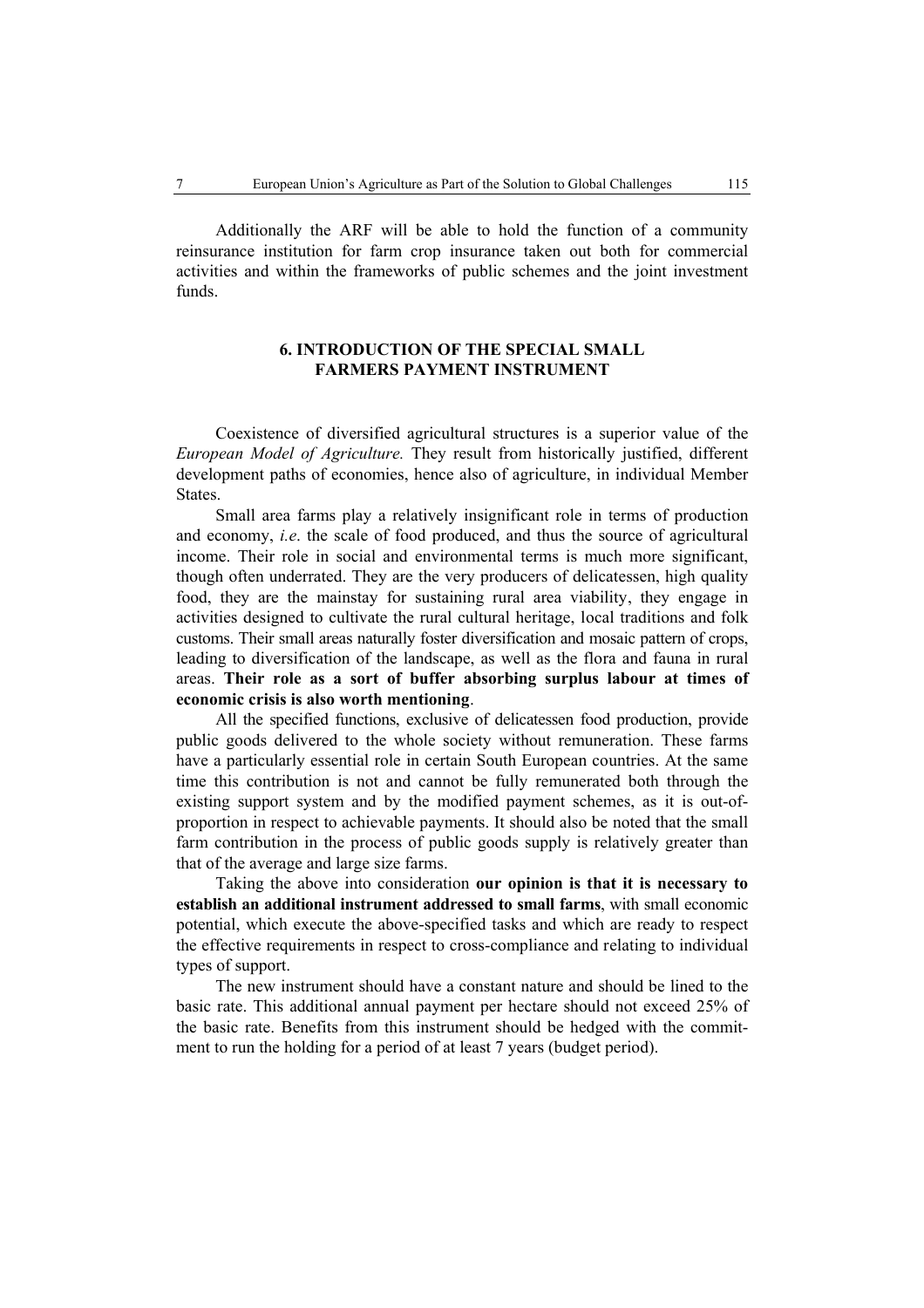Additionally the ARF will be able to hold the function of a community reinsurance institution for farm crop insurance taken out both for commercial activities and within the frameworks of public schemes and the joint investment funds.

## 6. INTRODUCTION OF THE SPECIAL SMALL FARMERS PAYMENT INSTRUMENT

Coexistence of diversified agricultural structures is a superior value of the *European Model of Agriculture.* They result from historically justified, different development paths of economies, hence also of agriculture, in individual Member States.

Small area farms play a relatively insignificant role in terms of production and economy, *i.e.* the scale of food produced, and thus the source of agricultural income. Their role in social and environmental terms is much more significant, though often underrated. They are the very producers of delicatessen, high quality food, they are the mainstay for sustaining rural area viability, they engage in activities designed to cultivate the rural cultural heritage, local traditions and folk customs. Their small areas naturally foster diversification and mosaic pattern of crops, leading to diversification of the landscape, as well as the flora and fauna in rural areas. **Their role as a sort of buffer absorbing surplus labour at times of economic crisis is also worth mentioning**.

All the specified functions, exclusive of delicatessen food production, provide public goods delivered to the whole society without remuneration. These farms have a particularly essential role in certain South European countries. At the same time this contribution is not and cannot be fully remunerated both through the existing support system and by the modified payment schemes, as it is out-of-proportion in respect to achievable payments. It should also be noted that the small farm contribution in the process of public goods supply is relatively greater than that of the average and large size farms.

Taking the above into consideration **our opinion is that it is necessary to establish an additional instrument addressed to small farms**, with small economic potential, which execute the above-specified tasks and which are ready to respect the effective requirements in respect to cross-compliance and relating to individual types of support.

The new instrument should have a constant nature and should be lined to the basic rate. This additional annual payment per hectare should not exceed 25% of the basic rate. Benefits from this instrument should be hedged with the commitment to run the holding for a period of at least 7 years (budget period).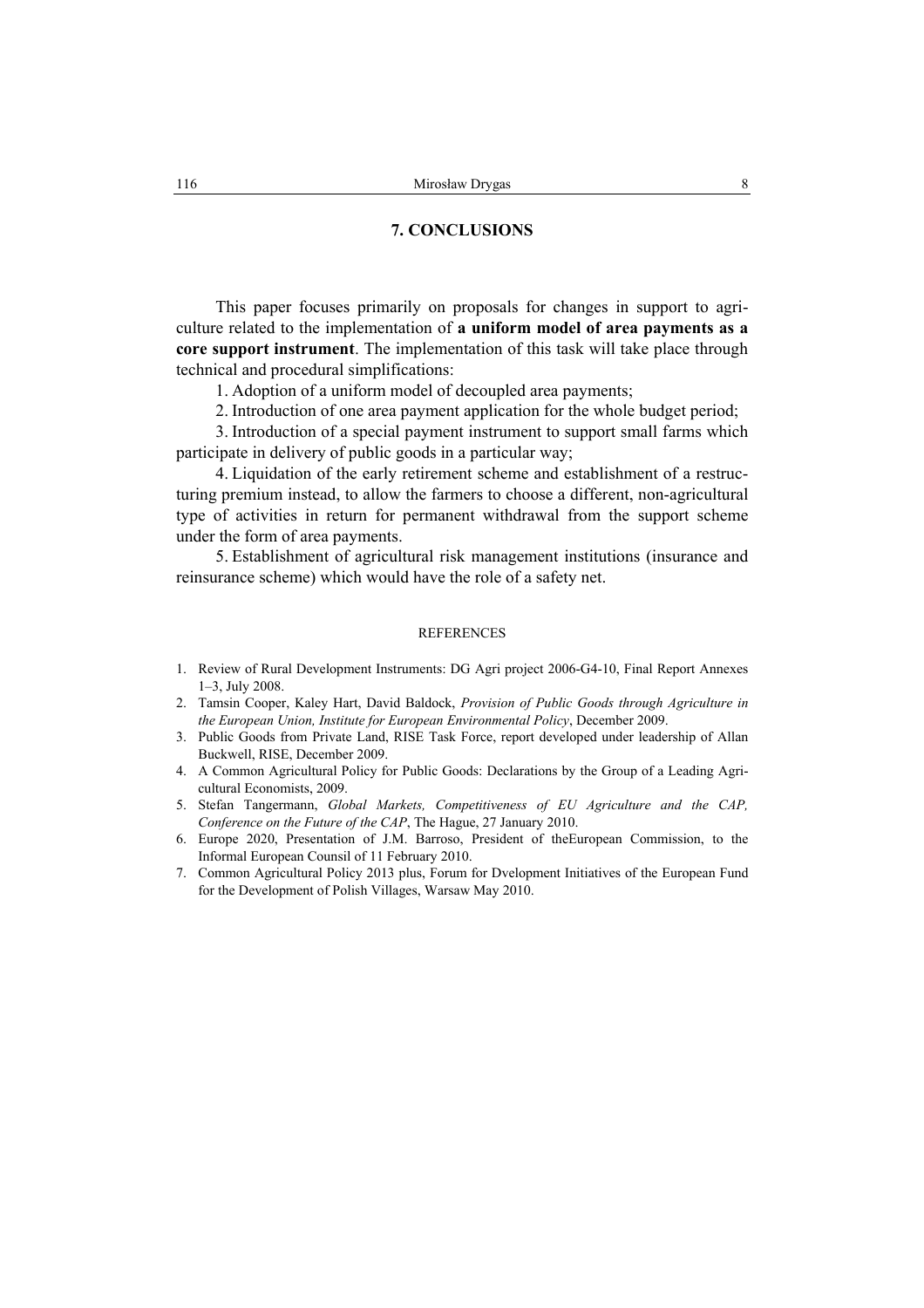## 7. CONCLUSIONS

This paper focuses primarily on proposals for changes in support to agriculture related to the implementation of **a uniform model of area payments as a core support instrument**. The implementation of this task will take place through technical and procedural simplifications:

1. Adoption of a uniform model of decoupled area payments;
2. Introduction of one area payment application for the whole budget period;
3. Introduction of a special payment instrument to support small farms which participate in delivery of public goods in a particular way;
4. Liquidation of the early retirement scheme and establishment of a restructuring premium instead, to allow the farmers to choose a different, non-agricultural type of activities in return for permanent withdrawal from the support scheme under the form of area payments.
5. Establishment of agricultural risk management institutions (insurance and reinsurance scheme) which would have the role of a safety net.

### REFERENCES

1. Review of Rural Development Instruments: DG Agri project 2006-G4-10, Final Report Annexes 1–3, July 2008.
2. Tamsin Cooper, Kaley Hart, David Baldock, *Provision of Public Goods through Agriculture in the European Union, Institute for European Environmental Policy*, December 2009.
3. Public Goods from Private Land, RISE Task Force, report developed under leadership of Allan Buckwell, RISE, December 2009.
4. A Common Agricultural Policy for Public Goods: Declarations by the Group of a Leading Agricultural Economists, 2009.
5. Stefan Tangermann, *Global Markets, Competitiveness of EU Agriculture and the CAP, Conference on the Future of the CAP*, The Hague, 27 January 2010.
6. Europe 2020, Presentation of J.M. Barroso, President of theEuropean Commission, to the Informal European Counsil of 11 February 2010.
7. Common Agricultural Policy 2013 plus, Forum for Dvelopment Initiatives of the European Fund for the Development of Polish Villages, Warsaw May 2010.